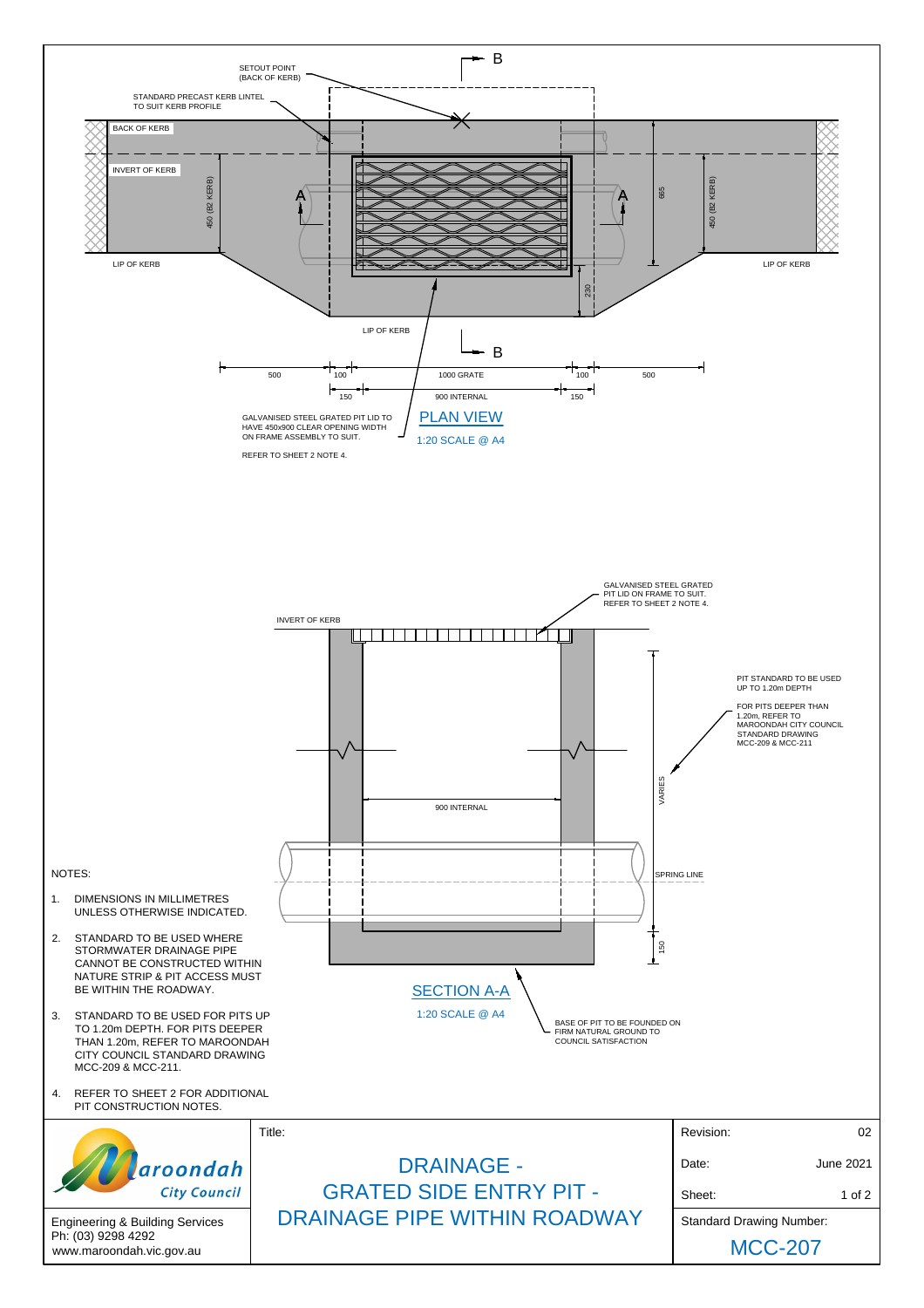## PLAN VIEW

1:20 SCALE @ A4

SETOUT POINT (BACK OF KERB)

STANDARD PRECAST KERB LINTEL TO SUIT KERB PROFILE

BACK OF KERB

INVERT OF KERB

LIP OF KERB

450 (B2 KERB)

665

230

500 | 100 | 1000 GRATE | 100 | 500

150 | 900 INTERNAL | 150

GALVANISED STEEL GRATED PIT LID TO HAVE 450x900 CLEAR OPENING WIDTH ON FRAME ASSEMBLY TO SUIT.

REFER TO SHEET 2 NOTE 4.

## SECTION A-A

1:20 SCALE @ A4

INVERT OF KERB

GALVANISED STEEL GRATED PIT LID ON FRAME TO SUIT. REFER TO SHEET 2 NOTE 4.

PIT STANDARD TO BE USED UP TO 1.20m DEPTH

FOR PITS DEEPER THAN 1.20m, REFER TO MAROONDAH CITY COUNCIL STANDARD DRAWING MCC-209 & MCC-211

VARIES

900 INTERNAL

SPRING LINE

150

BASE OF PIT TO BE FOUNDED ON FIRM NATURAL GROUND TO COUNCIL SATISFACTION

## NOTES:

1. DIMENSIONS IN MILLIMETRES UNLESS OTHERWISE INDICATED.
2. STANDARD TO BE USED WHERE STORMWATER DRAINAGE PIPE CANNOT BE CONSTRUCTED WITHIN NATURE STRIP & PIT ACCESS MUST BE WITHIN THE ROADWAY.
3. STANDARD TO BE USED FOR PITS UP TO 1.20m DEPTH. FOR PITS DEEPER THAN 1.20m, REFER TO MAROONDAH CITY COUNCIL STANDARD DRAWING MCC-209 & MCC-211.
4. REFER TO SHEET 2 FOR ADDITIONAL PIT CONSTRUCTION NOTES.

| Maroondah City Council | Title: | Revision: 02 |
|---|---|---|
| Engineering & Building Services<br>Ph: (03) 9298 4292<br>www.maroondah.vic.gov.au | DRAINAGE - GRATED SIDE ENTRY PIT - DRAINAGE PIPE WITHIN ROADWAY | Date: June 2021<br>Sheet: 1 of 2<br>Standard Drawing Number: MCC-207 |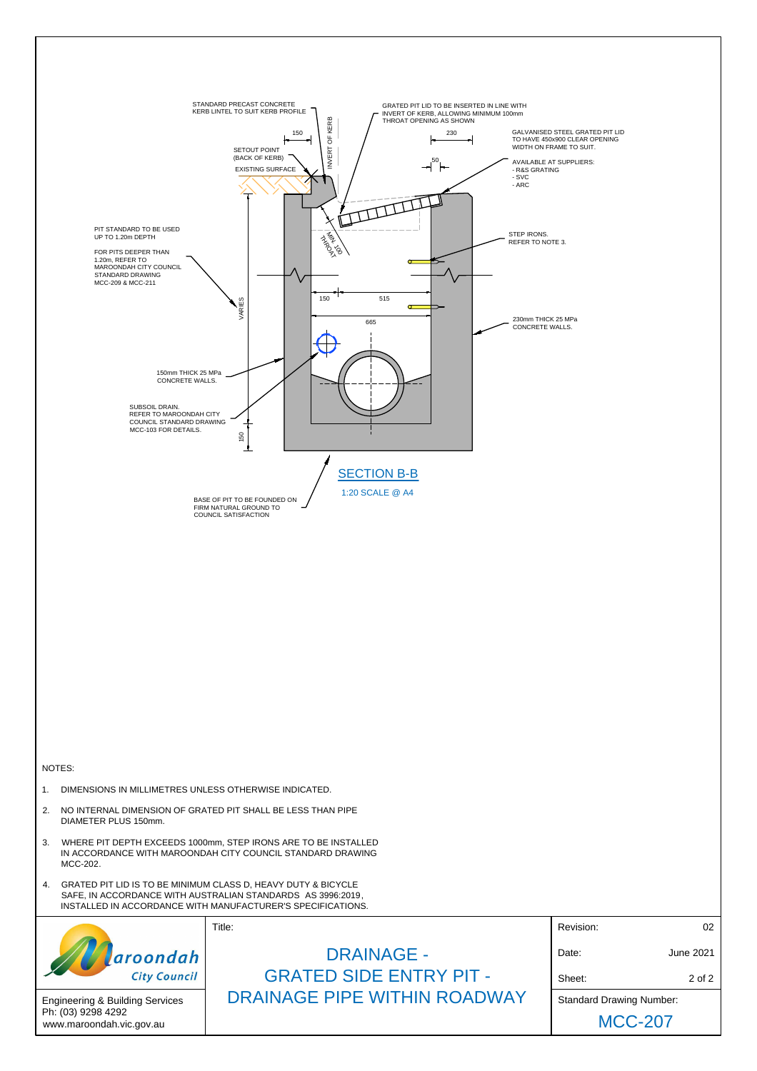STANDARD PRECAST CONCRETE KERB LINTEL TO SUIT KERB PROFILE

GRATED PIT LID TO BE INSERTED IN LINE WITH INVERT OF KERB, ALLOWING MINIMUM 100mm THROAT OPENING AS SHOWN

GALVANISED STEEL GRATED PIT LID TO HAVE 450x900 CLEAR OPENING WIDTH ON FRAME TO SUIT.

AVAILABLE AT SUPPLIERS:
- R&S GRATING
- SVC
- ARC

SETOUT POINT (BACK OF KERB)

EXISTING SURFACE

INVERT OF KERB

150

230

50

MIN. 100 THROAT

STEP IRONS. REFER TO NOTE 3.

PIT STANDARD TO BE USED UP TO 1.20m DEPTH

FOR PITS DEEPER THAN 1.20m, REFER TO MAROONDAH CITY COUNCIL STANDARD DRAWING MCC-209 & MCC-211

VARIES

150

515

665

230mm THICK 25 MPa CONCRETE WALLS.

150mm THICK 25 MPa CONCRETE WALLS.

SUBSOIL DRAIN. REFER TO MAROONDAH CITY COUNCIL STANDARD DRAWING MCC-103 FOR DETAILS.

150

## SECTION B-B

1:20 SCALE @ A4

BASE OF PIT TO BE FOUNDED ON FIRM NATURAL GROUND TO COUNCIL SATISFACTION

NOTES:

1. DIMENSIONS IN MILLIMETRES UNLESS OTHERWISE INDICATED.
2. NO INTERNAL DIMENSION OF GRATED PIT SHALL BE LESS THAN PIPE DIAMETER PLUS 150mm.
3. WHERE PIT DEPTH EXCEEDS 1000mm, STEP IRONS ARE TO BE INSTALLED IN ACCORDANCE WITH MAROONDAH CITY COUNCIL STANDARD DRAWING MCC-202.
4. GRATED PIT LID IS TO BE MINIMUM CLASS D, HEAVY DUTY & BICYCLE SAFE, IN ACCORDANCE WITH AUSTRALIAN STANDARDS AS 3996:2019, INSTALLED IN ACCORDANCE WITH MANUFACTURER'S SPECIFICATIONS.

Maroondah City Council

Engineering & Building Services
Ph: (03) 9298 4292
www.maroondah.vic.gov.au

Title:

# DRAINAGE - GRATED SIDE ENTRY PIT - DRAINAGE PIPE WITHIN ROADWAY

| | |
|---|---|
| Revision: | 02 |
| Date: | June 2021 |
| Sheet: | 2 of 2 |
| Standard Drawing Number: | MCC-207 |